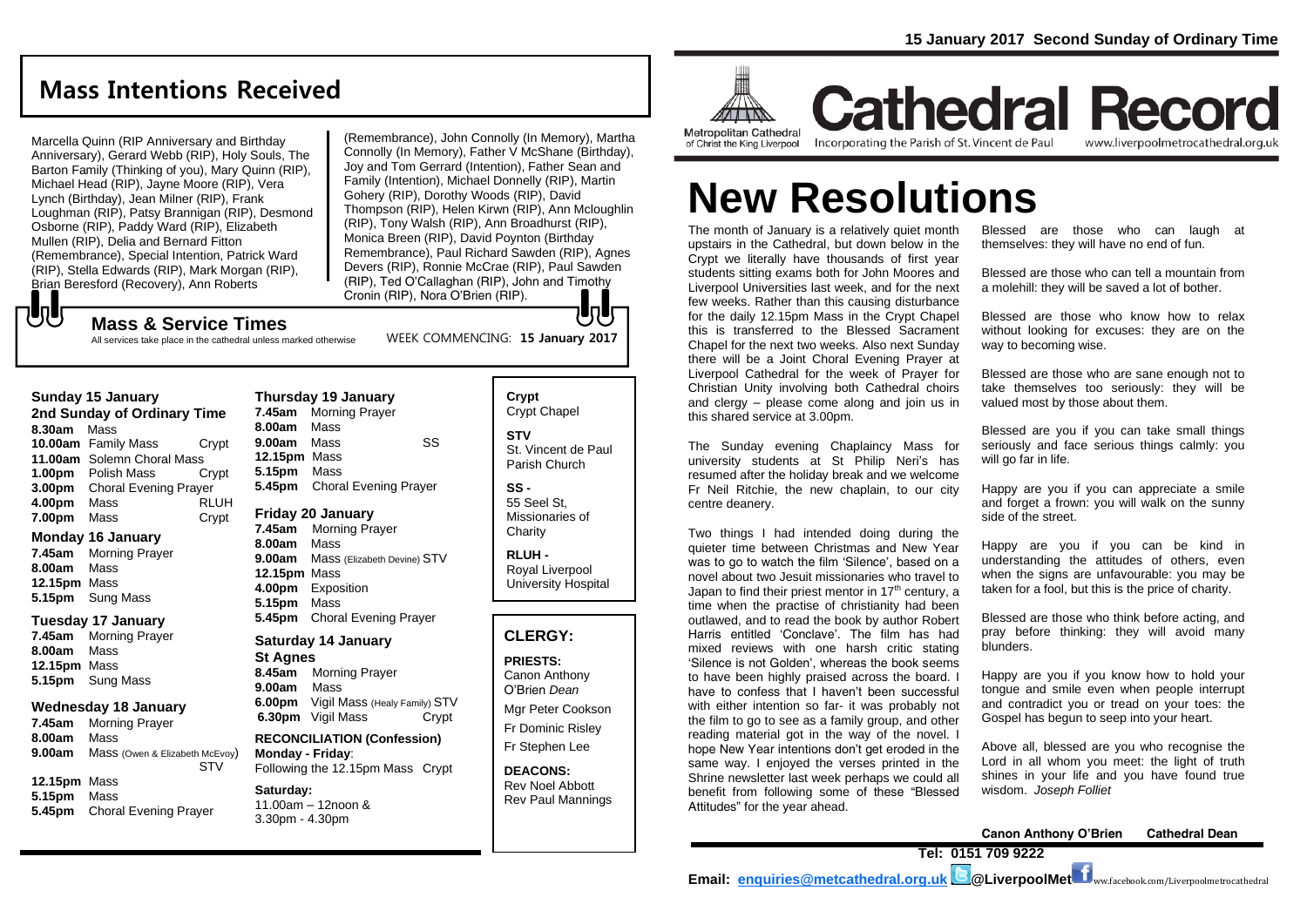15 January 2017 Second Sunday of Ordinary Time

## Mass Intentions Received

Marcella Quinn (RIP Anniversary and Birthday Anniversary), Gerard Webb (RIP), Holy Souls, The Barton Family (Thinking of you), Mary Quinn (RIP), Michael Head (RIP), Jayne Moore (RIP), Vera Lynch (Birthday), Jean Milner (RIP), Frank Loughman (RIP), Patsy Brannigan (RIP), Desmond Osborne (RIP), Paddy Ward (RIP), Elizabeth Mullen (RIP), Delia and Bernard Fitton (Remembrance), Special Intention, Patrick Ward (RIP), Stella Edwards (RIP), Mark Morgan (RIP), Brian Beresford (Recovery), Ann Roberts (Remembrance), John Connolly (In Memory), Martha Connolly (In Memory), Father V McShane (Birthday), Joy and Tom Gerrard (Intention), Father Sean and Family (Intention), Michael Donnelly (RIP), Martin Gohery (RIP), Dorothy Woods (RIP), David Thompson (RIP), Helen Kirwn (RIP), Ann Mcloughlin (RIP), Tony Walsh (RIP), Ann Broadhurst (RIP), Monica Breen (RIP), David Poynton (Birthday Remembrance), Paul Richard Sawden (RIP), Agnes Devers (RIP), Ronnie McCrae (RIP), Paul Sawden (RIP), Ted O'Callaghan (RIP), John and Timothy Cronin (RIP), Nora O'Brien (RIP).

## Mass & Service Times

All services take place in the cathedral unless marked otherwise

WEEK COMMENCING: **15 January 2017**

### Sunday 15 January
**2nd Sunday of Ordinary Time**

**8.30am** Mass
**10.00am** Family Mass — Crypt
**11.00am** Solemn Choral Mass
**1.00pm** Polish Mass — Crypt
**3.00pm** Choral Evening Prayer
**4.00pm** Mass — RLUH
**7.00pm** Mass — Crypt

### Monday 16 January
**7.45am** Morning Prayer
**8.00am** Mass
**12.15pm** Mass
**5.15pm** Sung Mass

### Tuesday 17 January
**7.45am** Morning Prayer
**8.00am** Mass
**12.15pm** Mass
**5.15pm** Sung Mass

### Wednesday 18 January
**7.45am** Morning Prayer
**8.00am** Mass
**9.00am** Mass (Owen & Elizabeth McEvoy) STV
**12.15pm** Mass
**5.15pm** Mass
**5.45pm** Choral Evening Prayer

### Thursday 19 January
**7.45am** Morning Prayer
**8.00am** Mass
**9.00am** Mass — SS
**12.15pm** Mass
**5.15pm** Mass
**5.45pm** Choral Evening Prayer

### Friday 20 January
**7.45am** Morning Prayer
**8.00am** Mass
**9.00am** Mass (Elizabeth Devine) STV
**12.15pm** Mass
**4.00pm** Exposition
**5.15pm** Mass
**5.45pm** Choral Evening Prayer

### Saturday 14 January
**St Agnes**
**8.45am** Morning Prayer
**9.00am** Mass
**6.00pm** Vigil Mass (Healy Family) STV
**6.30pm** Vigil Mass — Crypt

**RECONCILIATION (Confession)**
**Monday - Friday**:
Following the 12.15pm Mass Crypt

**Saturday:**
11.00am – 12noon &
3.30pm - 4.30pm

**Crypt**
Crypt Chapel

**STV**
St. Vincent de Paul Parish Church

**SS -**
55 Seel St, Missionaries of Charity

**RLUH -**
Royal Liverpool University Hospital

## CLERGY:

**PRIESTS:**
Canon Anthony O'Brien *Dean*
Mgr Peter Cookson
Fr Dominic Risley
Fr Stephen Lee

**DEACONS:**
Rev Noel Abbott
Rev Paul Mannings

Metropolitan Cathedral of Christ the King Liverpool

# Cathedral Record

Incorporating the Parish of St. Vincent de Paul

www.liverpoolmetrocathedral.org.uk

# New Resolutions

The month of January is a relatively quiet month upstairs in the Cathedral, but down below in the Crypt we literally have thousands of first year students sitting exams both for John Moores and Liverpool Universities last week, and for the next few weeks. Rather than this causing disturbance for the daily 12.15pm Mass in the Crypt Chapel this is transferred to the Blessed Sacrament Chapel for the next two weeks. Also next Sunday there will be a Joint Choral Evening Prayer at Liverpool Cathedral for the week of Prayer for Christian Unity involving both Cathedral choirs and clergy – please come along and join us in this shared service at 3.00pm.

The Sunday evening Chaplaincy Mass for university students at St Philip Neri's has resumed after the holiday break and we welcome Fr Neil Ritchie, the new chaplain, to our city centre deanery.

Two things I had intended doing during the quieter time between Christmas and New Year was to go to watch the film 'Silence', based on a novel about two Jesuit missionaries who travel to Japan to find their priest mentor in 17th century, a time when the practise of christianity had been outlawed, and to read the book by author Robert Harris entitled 'Conclave'. The film has had mixed reviews with one harsh critic stating 'Silence is not Golden', whereas the book seems to have been highly praised across the board. I have to confess that I haven't been successful with either intention so far- it was probably not the film to go to see as a family group, and other reading material got in the way of the novel. I hope New Year intentions don't get eroded in the same way. I enjoyed the verses printed in the Shrine newsletter last week perhaps we could all benefit from following some of these "Blessed Attitudes" for the year ahead.

Blessed are those who can laugh at themselves: they will have no end of fun.

Blessed are those who can tell a mountain from a molehill: they will be saved a lot of bother.

Blessed are those who know how to relax without looking for excuses: they are on the way to becoming wise.

Blessed are those who are sane enough not to take themselves too seriously: they will be valued most by those about them.

Blessed are you if you can take small things seriously and face serious things calmly: you will go far in life.

Happy are you if you can appreciate a smile and forget a frown: you will walk on the sunny side of the street.

Happy are you if you can be kind in understanding the attitudes of others, even when the signs are unfavourable: you may be taken for a fool, but this is the price of charity.

Blessed are those who think before acting, and pray before thinking: they will avoid many blunders.

Happy are you if you know how to hold your tongue and smile even when people interrupt and contradict you or tread on your toes: the Gospel has begun to seep into your heart.

Above all, blessed are you who recognise the Lord in all whom you meet: the light of truth shines in your life and you have found true wisdom. *Joseph Folliet*

**Canon Anthony O'Brien Cathedral Dean**

**Tel: 0151 709 9222**

**Email: enquiries@metcathedral.org.uk @LiverpoolMet** www.facebook.com/Liverpoolmetrocathedral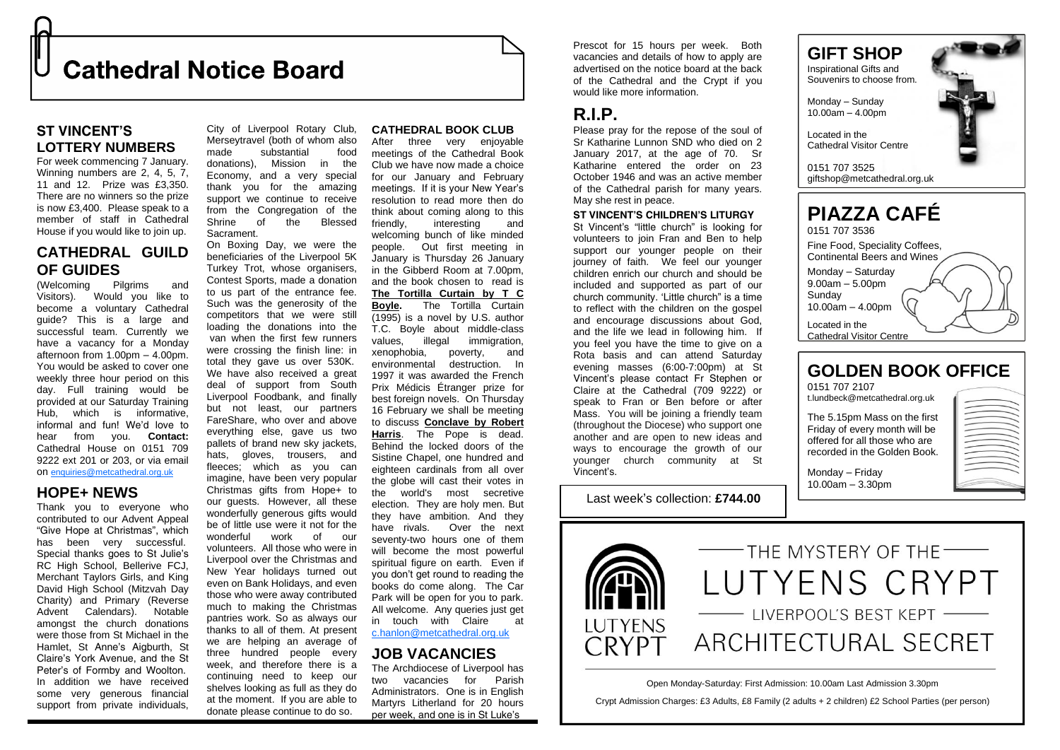# Cathedral Notice Board

## ST VINCENT'S LOTTERY NUMBERS

For week commencing 7 January. Winning numbers are 2, 4, 5, 7, 11 and 12. Prize was £3,350. There are no winners so the prize is now £3,400. Please speak to a member of staff in Cathedral House if you would like to join up.

## CATHEDRAL GUILD OF GUIDES

(Welcoming Pilgrims and Visitors). Would you like to become a voluntary Cathedral guide? This is a large and successful team. Currently we have a vacancy for a Monday afternoon from 1.00pm – 4.00pm. You would be asked to cover one weekly three hour period on this day. Full training would be provided at our Saturday Training Hub, which is informative, informal and fun! We'd love to hear from you. **Contact:** Cathedral House on 0151 709 9222 ext 201 or 203, or via email on enquiries@metcathedral.org.uk

## HOPE+ NEWS

Thank you to everyone who contributed to our Advent Appeal "Give Hope at Christmas", which has been very successful. Special thanks goes to St Julie's RC High School, Bellerive FCJ, Merchant Taylors Girls, and King David High School (Mitzvah Day Charity) and Primary (Reverse Advent Calendars). Notable amongst the church donations were those from St Michael in the Hamlet, St Anne's Aigburth, St Claire's York Avenue, and the St Peter's of Formby and Woolton. In addition we have received some very generous financial support from private individuals, City of Liverpool Rotary Club, Merseytravel (both of whom also made substantial food donations), Mission in the Economy, and a very special thank you for the amazing support we continue to receive from the Congregation of the Shrine of the Blessed Sacrament.

On Boxing Day, we were the beneficiaries of the Liverpool 5K Turkey Trot, whose organisers, Contest Sports, made a donation to us part of the entrance fee. Such was the generosity of the competitors that we were still loading the donations into the van when the first few runners were crossing the finish line: in total they gave us over 530K. We have also received a great deal of support from South Liverpool Foodbank, and finally but not least, our partners FareShare, who over and above everything else, gave us two pallets of brand new sky jackets, hats, gloves, trousers, and fleeces; which as you can imagine, have been very popular Christmas gifts from Hope+ to our guests. However, all these wonderfully generous gifts would be of little use were it not for the wonderful work of our volunteers. All those who were in Liverpool over the Christmas and New Year holidays turned out even on Bank Holidays, and even those who were away contributed much to making the Christmas pantries work. So as always our thanks to all of them. At present we are helping an average of three hundred people every week, and therefore there is a continuing need to keep our shelves looking as full as they do at the moment. If you are able to donate please continue to do so.

## CATHEDRAL BOOK CLUB

After three very enjoyable meetings of the Cathedral Book Club we have now made a choice for our January and February meetings. If it is your New Year's resolution to read more then do think about coming along to this friendly, interesting and welcoming bunch of like minded people. Out first meeting in January is Thursday 26 January in the Gibberd Room at 7.00pm, and the book chosen to read is **The Tortilla Curtain by T C Boyle.** The Tortilla Curtain (1995) is a novel by U.S. author T.C. Boyle about middle-class values, illegal immigration, xenophobia, poverty, and environmental destruction. In 1997 it was awarded the French Prix Médicis Étranger prize for best foreign novels. On Thursday 16 February we shall be meeting to discuss **Conclave by Robert Harris**. The Pope is dead. Behind the locked doors of the Sistine Chapel, one hundred and eighteen cardinals from all over the globe will cast their votes in the world's most secretive election. They are holy men. But they have ambition. And they have rivals. Over the next seventy-two hours one of them will become the most powerful spiritual figure on earth. Even if you don't get round to reading the books do come along. The Car Park will be open for you to park. All welcome. Any queries just get in touch with Claire at c.hanlon@metcathedral.org.uk

## JOB VACANCIES

The Archdiocese of Liverpool has two vacancies for Parish Administrators. One is in English Martyrs Litherland for 20 hours per week, and one is in St Luke's Prescot for 15 hours per week. Both vacancies and details of how to apply are advertised on the notice board at the back of the Cathedral and the Crypt if you would like more information.

## R.I.P.

Please pray for the repose of the soul of Sr Katharine Lunnon SND who died on 2 January 2017, at the age of 70. Sr Katharine entered the order on 23 October 1946 and was an active member of the Cathedral parish for many years. May she rest in peace.

### ST VINCENT'S CHILDREN'S LITURGY

St Vincent's "little church" is looking for volunteers to join Fran and Ben to help support our younger people on their journey of faith. We feel our younger children enrich our church and should be included and supported as part of our church community. 'Little church' is a time to reflect with the children on the gospel and encourage discussions about God, and the life we lead in following him. If you feel you have the time to give on a Rota basis and can attend Saturday evening masses (6:00-7:00pm) at St Vincent's please contact Fr Stephen or Claire at the Cathedral (709 9222) or speak to Fran or Ben before or after Mass. You will be joining a friendly team (throughout the Diocese) who support one another and are open to new ideas and ways to encourage the growth of our younger church community at St Vincent's.

Last week's collection: **£744.00**

## GIFT SHOP

Inspirational Gifts and Souvenirs to choose from.

Monday – Sunday
10.00am – 4.00pm

Located in the Cathedral Visitor Centre

0151 707 3525
giftshop@metcathedral.org.uk

## PIAZZA CAFÉ

0151 707 3536

Fine Food, Speciality Coffees, Continental Beers and Wines

Monday – Saturday
9.00am – 5.00pm
Sunday
10.00am – 4.00pm

Located in the Cathedral Visitor Centre

## GOLDEN BOOK OFFICE

0151 707 2107
t.lundbeck@metcathedral.org.uk

The 5.15pm Mass on the first Friday of every month will be offered for all those who are recorded in the Golden Book.

Monday – Friday
10.00am – 3.30pm

LUTYENS CRYPT

THE MYSTERY OF THE LUTYENS CRYPT
LIVERPOOL'S BEST KEPT
ARCHITECTURAL SECRET

Open Monday-Saturday: First Admission: 10.00am Last Admission 3.30pm

Crypt Admission Charges: £3 Adults, £8 Family (2 adults + 2 children) £2 School Parties (per person)